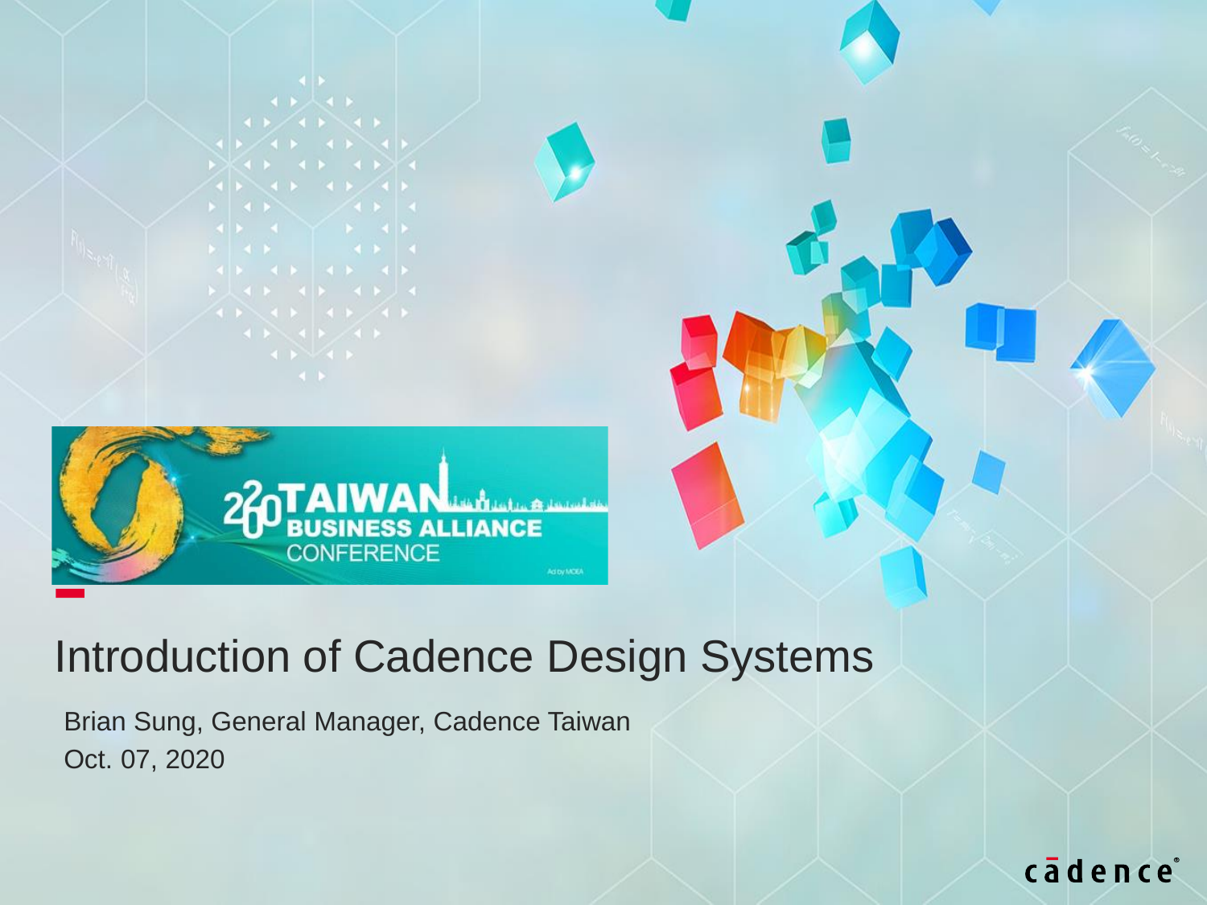2020 TAIWAN BUSINESS ALLIANCE CONFERENCE

# Introduction of Cadence Design Systems

Brian Sung, General Manager, Cadence Taiwan

Oct. 07, 2020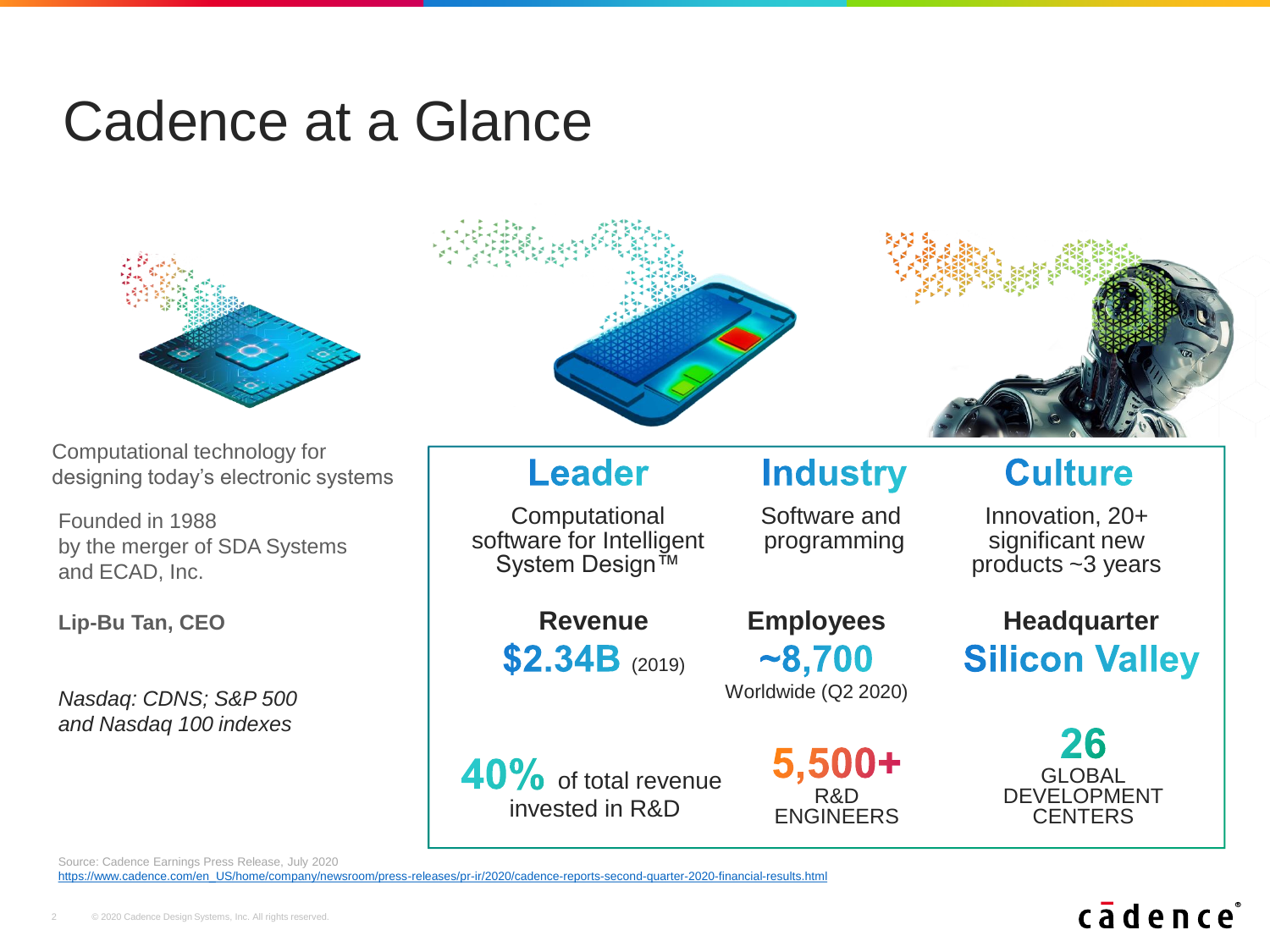# Cadence at a Glance

Computational technology for designing today's electronic systems

Founded in 1988 by the merger of SDA Systems and ECAD, Inc.

**Lip-Bu Tan, CEO**

*Nasdaq: CDNS; S&P 500 and Nasdaq 100 indexes*

## Leader

Computational software for Intelligent System Design™

## Industry

Software and programming

## Culture

Innovation, 20+ significant new products ~3 years

**Revenue**
**$2.34B** (2019)

**Employees**
**~8,700**
Worldwide (Q2 2020)

**Headquarter**
**Silicon Valley**

**40%** of total revenue invested in R&D

**5,500+** R&D ENGINEERS

**26** GLOBAL DEVELOPMENT CENTERS

Source: Cadence Earnings Press Release, July 2020
https://www.cadence.com/en_US/home/company/newsroom/press-releases/pr-ir/2020/cadence-reports-second-quarter-2020-financial-results.html

© 2020 Cadence Design Systems, Inc. All rights reserved.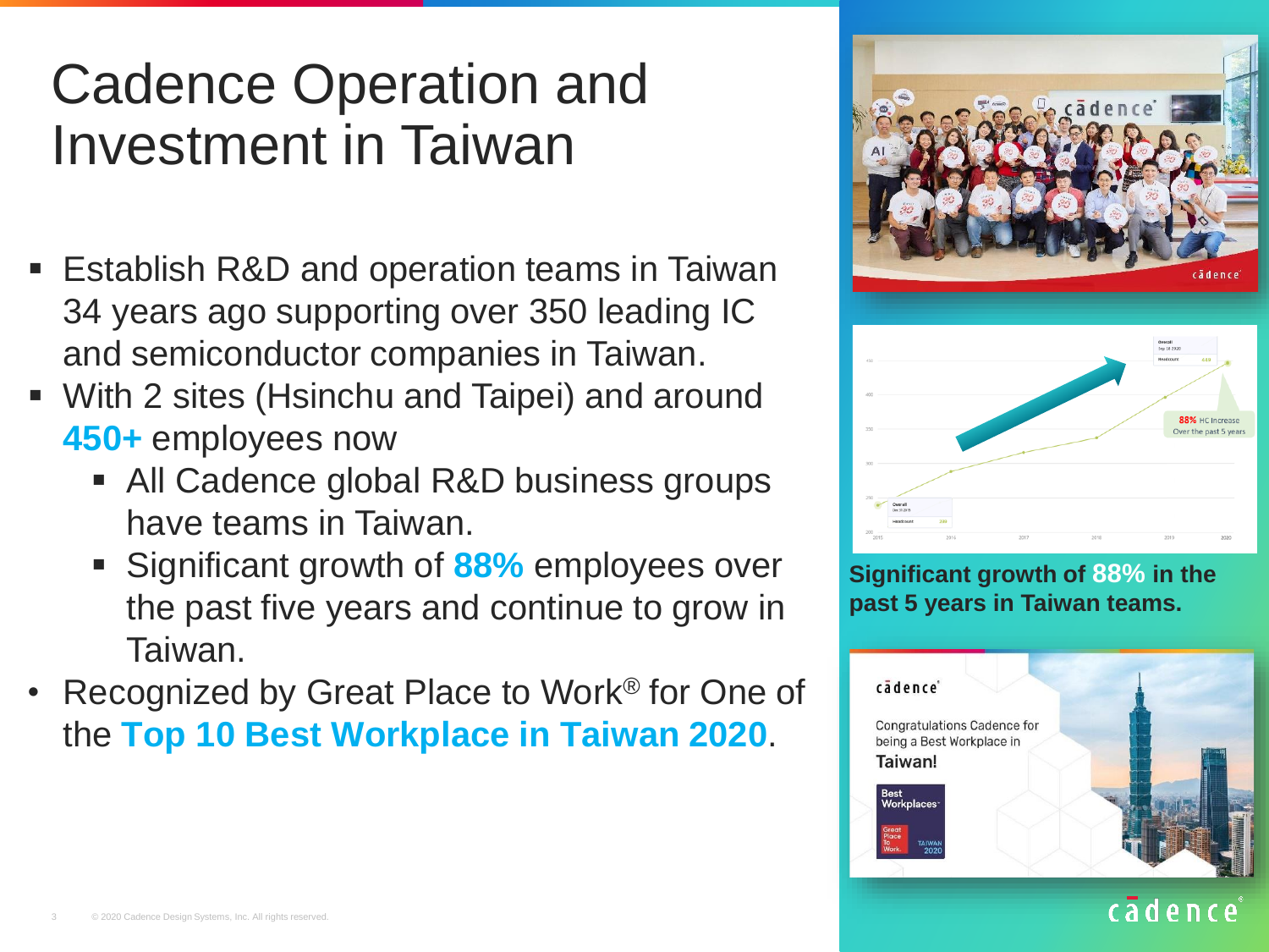# Cadence Operation and Investment in Taiwan

- Establish R&D and operation teams in Taiwan 34 years ago supporting over 350 leading IC and semiconductor companies in Taiwan.
- With 2 sites (Hsinchu and Taipei) and around **450+** employees now
  - All Cadence global R&D business groups have teams in Taiwan.
  - Significant growth of **88%** employees over the past five years and continue to grow in Taiwan.
- Recognized by Great Place to Work® for One of the **Top 10 Best Workplace in Taiwan 2020**.

**Significant growth of 88% in the past 5 years in Taiwan teams.**

© 2020 Cadence Design Systems, Inc. All rights reserved.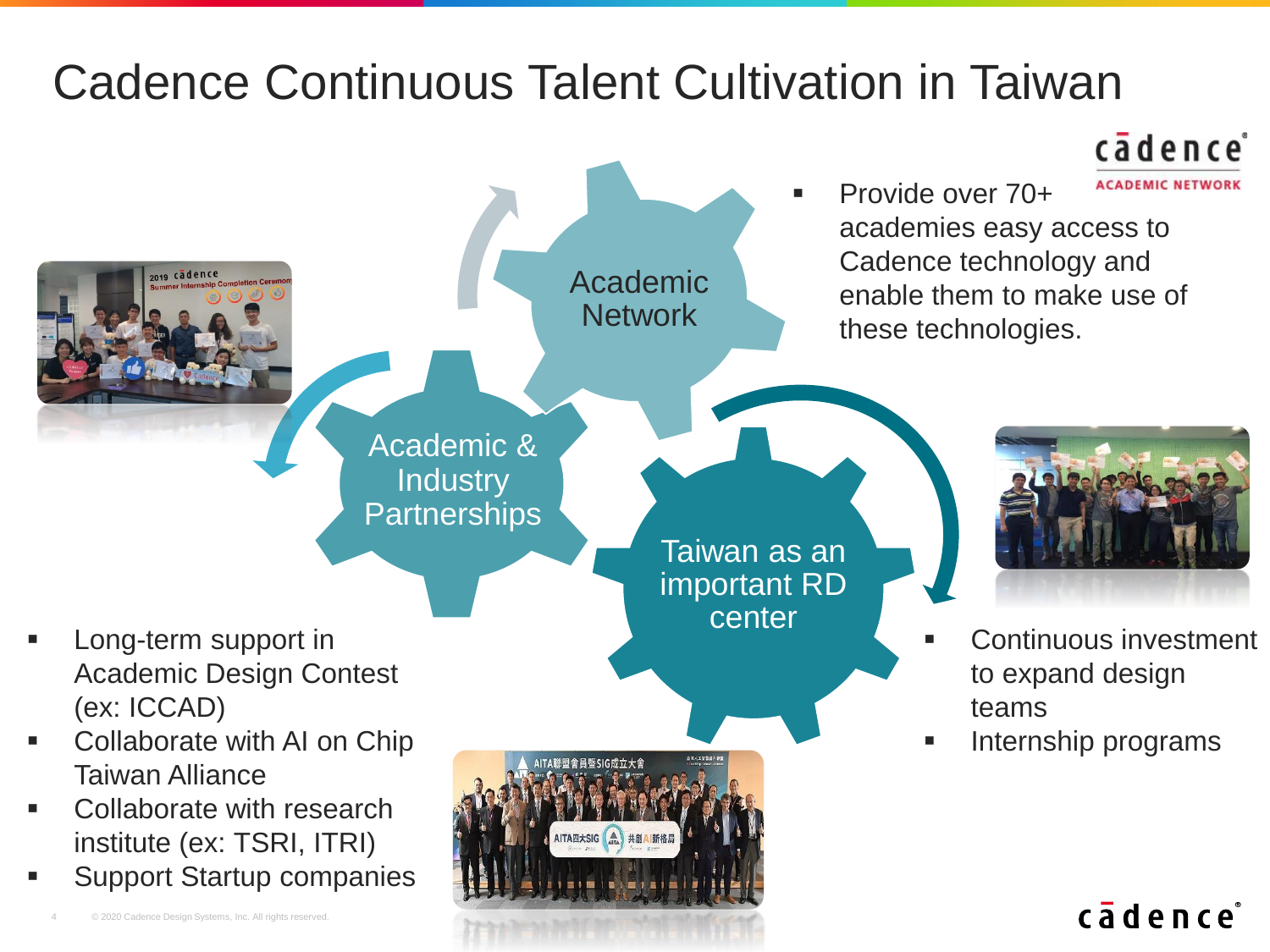# Cadence Continuous Talent Cultivation in Taiwan

**Academic Network**

- Provide over 70+ academies easy access to Cadence technology and enable them to make use of these technologies.

**Academic & Industry Partnerships**

- Long-term support in Academic Design Contest (ex: ICCAD)
- Collaborate with AI on Chip Taiwan Alliance
- Collaborate with research institute (ex: TSRI, ITRI)
- Support Startup companies

**Taiwan as an important RD center**

- Continuous investment to expand design teams
- Internship programs

© 2020 Cadence Design Systems, Inc. All rights reserved.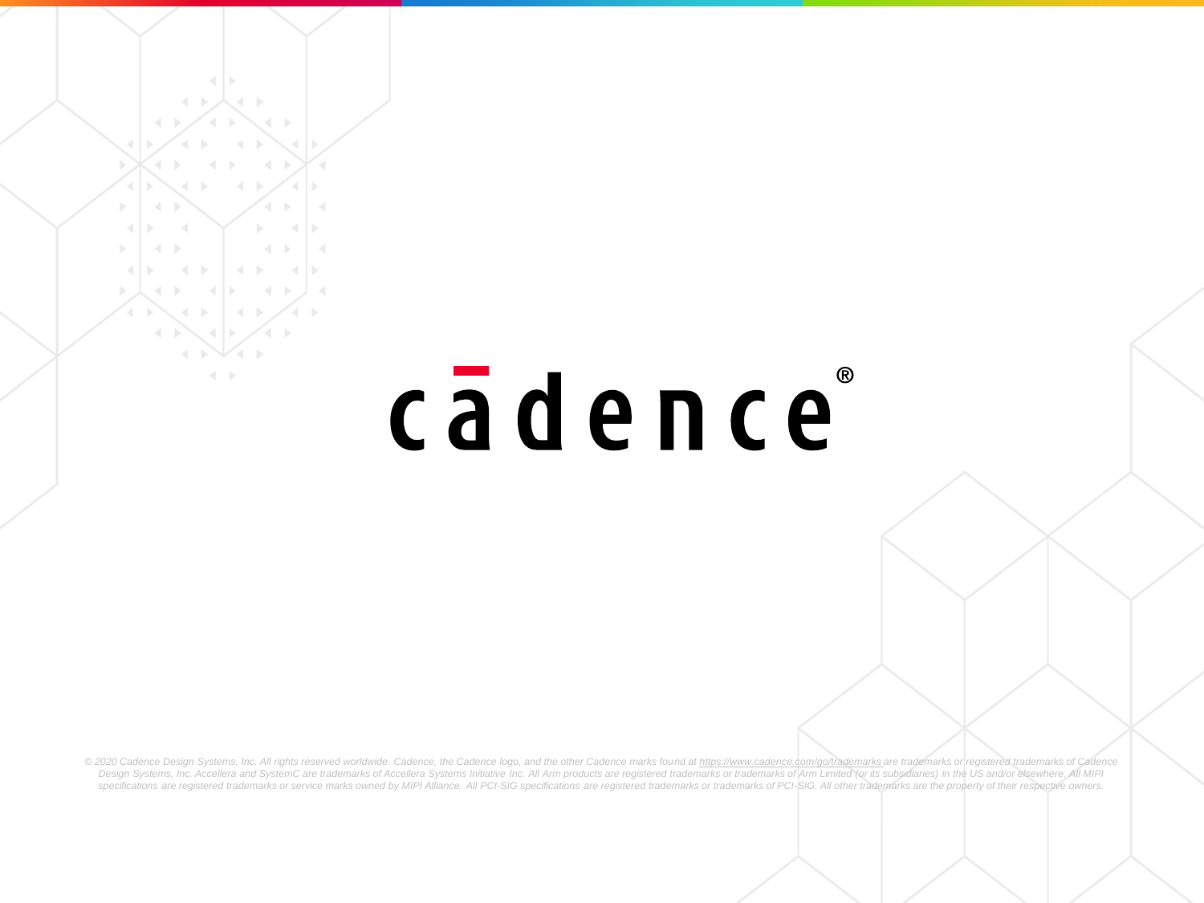cādence®

© 2020 Cadence Design Systems, Inc. All rights reserved worldwide. Cadence, the Cadence logo, and the other Cadence marks found at https://www.cadence.com/go/trademarks are trademarks or registered trademarks of Cadence Design Systems, Inc. Accellera and SystemC are trademarks of Accellera Systems Initiative Inc. All Arm products are registered trademarks or trademarks of Arm Limited (or its subsidiaries) in the US and/or elsewhere. All MIPI specifications are registered trademarks or service marks owned by MIPI Alliance. All PCI-SIG specifications are registered trademarks or trademarks of PCI-SIG. All other trademarks are the property of their respective owners.